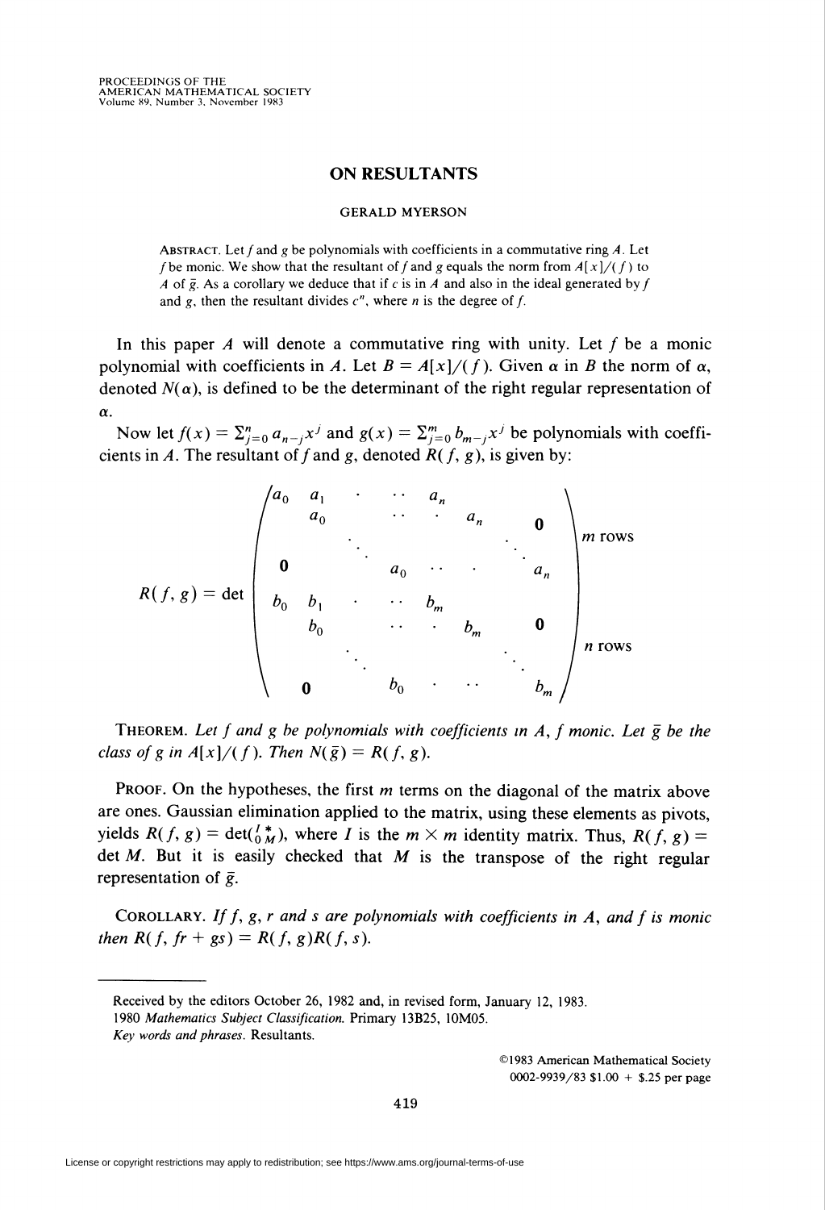# ON RESULTANTS

GERALD MYERSON

ABSTRACT. Let $f$ and $g$ be polynomials with coefficients in a commutative ring $A$. Let $f$ be monic. We show that the resultant of $f$ and $g$ equals the norm from $A[x]/(f)$ to $A$ of $\bar{g}$. As a corollary we deduce that if $c$ is in $A$ and also in the ideal generated by $f$ and $g$, then the resultant divides $c^n$, where $n$ is the degree of $f$.

In this paper $A$ will denote a commutative ring with unity. Let $f$ be a monic polynomial with coefficients in $A$. Let $B = A[x]/(f)$. Given $\alpha$ in $B$ the norm of $\alpha$, denoted $N(\alpha)$, is defined to be the determinant of the right regular representation of $\alpha$.

Now let $f(x) = \sum_{j=0}^{n} a_{n-j}x^j$ and $g(x) = \sum_{j=0}^{m} b_{m-j}x^j$ be polynomials with coefficients in $A$. The resultant of $f$ and $g$, denoted $R(f, g)$, is given by:

$$R(f,g) = \det \begin{pmatrix} a_0 & a_1 & \cdot & \cdots & a_n & & \\ & a_0 & & \cdots & \cdot & a_n & \mathbf{0} \\ & & \ddots & & & & \ddots \\ \mathbf{0} & & & a_0 & \cdots & \cdot & a_n \\ b_0 & b_1 & \cdot & \cdots & b_m & & \\ & b_0 & & \cdots & \cdot & b_m & \mathbf{0} \\ & & \ddots & & & & \ddots \\ & \mathbf{0} & & b_0 & \cdot & \cdots & b_m \end{pmatrix} \begin{matrix} \\ m \text{ rows} \\ \\ \\ \\ n \text{ rows} \\ \\ \end{matrix}$$

THEOREM. *Let $f$ and $g$ be polynomials with coefficients in $A$, $f$ monic. Let $\bar{g}$ be the class of $g$ in $A[x]/(f)$. Then $N(\bar{g}) = R(f, g)$.*

PROOF. On the hypotheses, the first $m$ terms on the diagonal of the matrix above are ones. Gaussian elimination applied to the matrix, using these elements as pivots, yields $R(f, g) = \det\begin{pmatrix} I & * \\ 0 & M \end{pmatrix}$, where $I$ is the $m \times m$ identity matrix. Thus, $R(f, g) = \det M$. But it is easily checked that $M$ is the transpose of the right regular representation of $\bar{g}$.

COROLLARY. *If $f$, $g$, $r$ and $s$ are polynomials with coefficients in $A$, and $f$ is monic then $R(f, fr + gs) = R(f, g)R(f, s)$.*

---

Received by the editors October 26, 1982 and, in revised form, January 12, 1983.

1980 *Mathematics Subject Classification*. Primary 13B25, 10M05.

*Key words and phrases*. Resultants.

©1983 American Mathematical Society
0002-9939/83 $1.00 + $.25 per page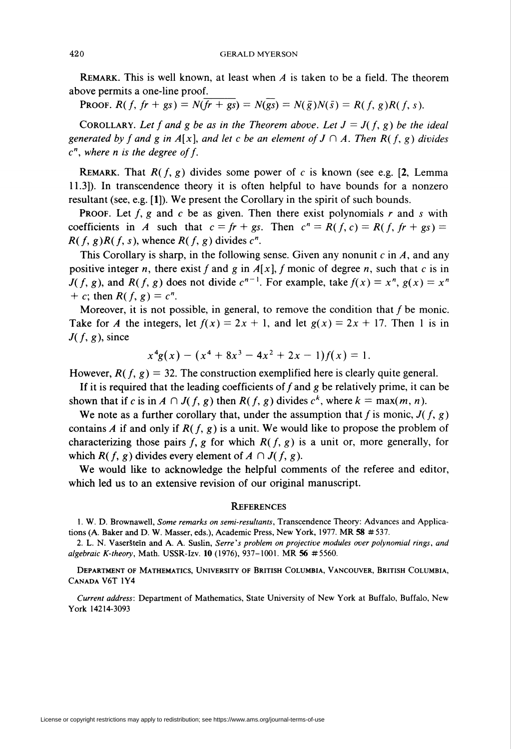REMARK. This is well known, at least when $A$ is taken to be a field. The theorem above permits a one-line proof.

PROOF. $R(f, fr + gs) = N(\overline{fr + gs}) = N(\overline{gs}) = N(\bar{g})N(\bar{s}) = R(f, g)R(f, s)$.

COROLLARY. *Let $f$ and $g$ be as in the Theorem above. Let $J = J(f, g)$ be the ideal generated by $f$ and $g$ in $A[x]$, and let $c$ be an element of $J \cap A$. Then $R(f, g)$ divides $c^n$, where $n$ is the degree of $f$.*

REMARK. That $R(f, g)$ divides some power of $c$ is known (see e.g. [2, Lemma 11.3]). In transcendence theory it is often helpful to have bounds for a nonzero resultant (see, e.g. [1]). We present the Corollary in the spirit of such bounds.

PROOF. Let $f$, $g$ and $c$ be as given. Then there exist polynomials $r$ and $s$ with coefficients in $A$ such that $c = fr + gs$. Then $c^n = R(f, c) = R(f, fr + gs) = R(f, g)R(f, s)$, whence $R(f, g)$ divides $c^n$.

This Corollary is sharp, in the following sense. Given any nonunit $c$ in $A$, and any positive integer $n$, there exist $f$ and $g$ in $A[x]$, $f$ monic of degree $n$, such that $c$ is in $J(f, g)$, and $R(f, g)$ does not divide $c^{n-1}$. For example, take $f(x) = x^n$, $g(x) = x^n + c$; then $R(f, g) = c^n$.

Moreover, it is not possible, in general, to remove the condition that $f$ be monic. Take for $A$ the integers, let $f(x) = 2x + 1$, and let $g(x) = 2x + 17$. Then 1 is in $J(f, g)$, since

$$x^4 g(x) - (x^4 + 8x^3 - 4x^2 + 2x - 1)f(x) = 1.$$

However, $R(f, g) = 32$. The construction exemplified here is clearly quite general.

If it is required that the leading coefficients of $f$ and $g$ be relatively prime, it can be shown that if $c$ is in $A \cap J(f, g)$ then $R(f, g)$ divides $c^k$, where $k = \max(m, n)$.

We note as a further corollary that, under the assumption that $f$ is monic, $J(f, g)$ contains $A$ if and only if $R(f, g)$ is a unit. We would like to propose the problem of characterizing those pairs $f$, $g$ for which $R(f, g)$ is a unit or, more generally, for which $R(f, g)$ divides every element of $A \cap J(f, g)$.

We would like to acknowledge the helpful comments of the referee and editor, which led us to an extensive revision of our original manuscript.

## REFERENCES

1. W. D. Brownawell, *Some remarks on semi-resultants*, Transcendence Theory: Advances and Applications (A. Baker and D. W. Masser, eds.), Academic Press, New York, 1977. MR **58** #537.

2. L. N. Vaseršteĭn and A. A. Suslin, *Serre's problem on projective modules over polynomial rings, and algebraic K-theory*, Math. USSR-Izv. **10** (1976), 937–1001. MR **56** #5560.

DEPARTMENT OF MATHEMATICS, UNIVERSITY OF BRITISH COLUMBIA, VANCOUVER, BRITISH COLUMBIA, CANADA V6T 1Y4

*Current address*: Department of Mathematics, State University of New York at Buffalo, Buffalo, New York 14214-3093